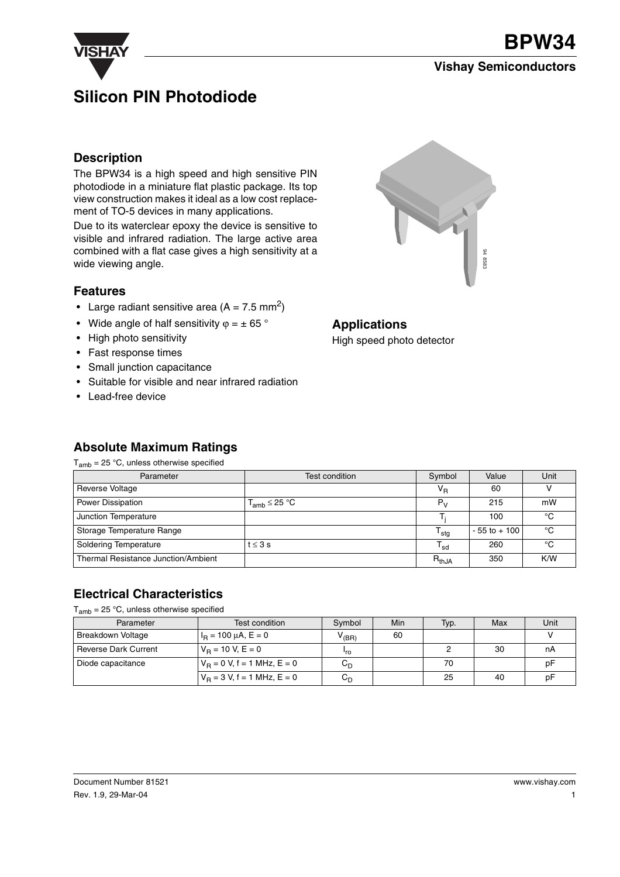# BPW34

**Vishay Semiconductors**

## Silicon PIN Photodiode

### Description

The BPW34 is a high speed and high sensitive PIN photodiode in a miniature flat plastic package. Its top view construction makes it ideal as a low cost replacement of TO-5 devices in many applications.

Due to its waterclear epoxy the device is sensitive to visible and infrared radiation. The large active area combined with a flat case gives a high sensitivity at a wide viewing angle.

### Features

- Large radiant sensitive area ($A = 7.5\ mm^2$)
- Wide angle of half sensitivity $\varphi = \pm 65\ °$
- High photo sensitivity
- Fast response times
- Small junction capacitance
- Suitable for visible and near infrared radiation
- Lead-free device

### Applications

High speed photo detector

### Absolute Maximum Ratings

$T_{amb}$ = 25 °C, unless otherwise specified

| Parameter | Test condition | Symbol | Value | Unit |
|---|---|---|---|---|
| Reverse Voltage | | $V_R$ | 60 | V |
| Power Dissipation | $T_{amb} \leq 25$ °C | $P_V$ | 215 | mW |
| Junction Temperature | | $T_j$ | 100 | °C |
| Storage Temperature Range | | $T_{stg}$ | - 55 to + 100 | °C |
| Soldering Temperature | $t \leq 3$ s | $T_{sd}$ | 260 | °C |
| Thermal Resistance Junction/Ambient | | $R_{thJA}$ | 350 | K/W |

### Electrical Characteristics

$T_{amb}$ = 25 °C, unless otherwise specified

| Parameter | Test condition | Symbol | Min | Typ. | Max | Unit |
|---|---|---|---|---|---|---|
| Breakdown Voltage | $I_R = 100\ \mu A$, $E = 0$ | $V_{(BR)}$ | 60 | | | V |
| Reverse Dark Current | $V_R = 10\ V$, $E = 0$ | $I_{ro}$ | | 2 | 30 | nA |
| Diode capacitance | $V_R = 0\ V$, $f = 1\ MHz$, $E = 0$ | $C_D$ | | 70 | | pF |
| | $V_R = 3\ V$, $f = 1\ MHz$, $E = 0$ | $C_D$ | | 25 | 40 | pF |

Document Number 81521
Rev. 1.9, 29-Mar-04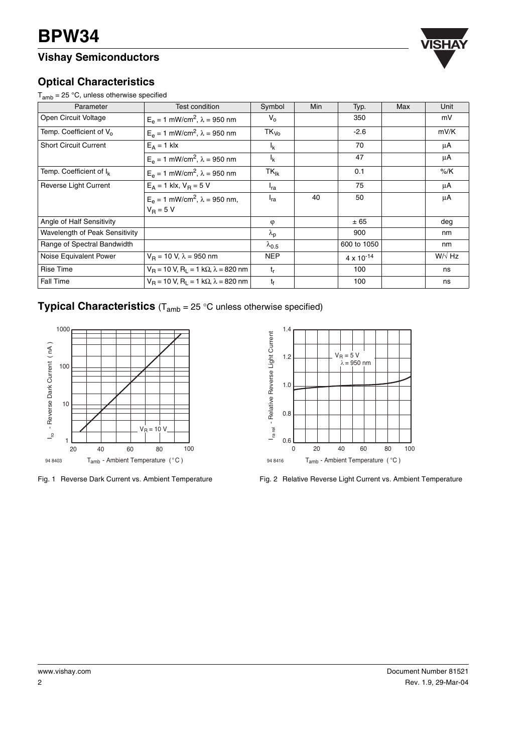## Optical Characteristics

$T_{amb}$ = 25 °C, unless otherwise specified

| Parameter | Test condition | Symbol | Min | Typ. | Max | Unit |
|---|---|---|---|---|---|---|
| Open Circuit Voltage | $E_e$ = 1 mW/cm$^2$, $\lambda$ = 950 nm | $V_o$ | | 350 | | mV |
| Temp. Coefficient of $V_o$ | $E_e$ = 1 mW/cm$^2$, $\lambda$ = 950 nm | $TK_{Vo}$ | | -2.6 | | mV/K |
| Short Circuit Current | $E_A$ = 1 klx | $I_k$ | | 70 | | µA |
| | $E_e$ = 1 mW/cm$^2$, $\lambda$ = 950 nm | $I_k$ | | 47 | | µA |
| Temp. Coefficient of $I_k$ | $E_e$ = 1 mW/cm$^2$, $\lambda$ = 950 nm | $TK_{Ik}$ | | 0.1 | | %/K |
| Reverse Light Current | $E_A$ = 1 klx, $V_R$ = 5 V | $I_{ra}$ | | 75 | | µA |
| | $E_e$ = 1 mW/cm$^2$, $\lambda$ = 950 nm, $V_R$ = 5 V | $I_{ra}$ | 40 | 50 | | µA |
| Angle of Half Sensitivity | | $\varphi$ | | ± 65 | | deg |
| Wavelength of Peak Sensitivity | | $\lambda_p$ | | 900 | | nm |
| Range of Spectral Bandwidth | | $\lambda_{0.5}$ | | 600 to 1050 | | nm |
| Noise Equivalent Power | $V_R$ = 10 V, $\lambda$ = 950 nm | NEP | | $4 \times 10^{-14}$ | | W/√ Hz |
| Rise Time | $V_R$ = 10 V, $R_L$ = 1 kΩ, $\lambda$ = 820 nm | $t_r$ | | 100 | | ns |
| Fall Time | $V_R$ = 10 V, $R_L$ = 1 kΩ, $\lambda$ = 820 nm | $t_f$ | | 100 | | ns |

## Typical Characteristics ($T_{amb}$ = 25 °C unless otherwise specified)

Fig. 1 Reverse Dark Current vs. Ambient Temperature

Fig. 2 Relative Reverse Light Current vs. Ambient Temperature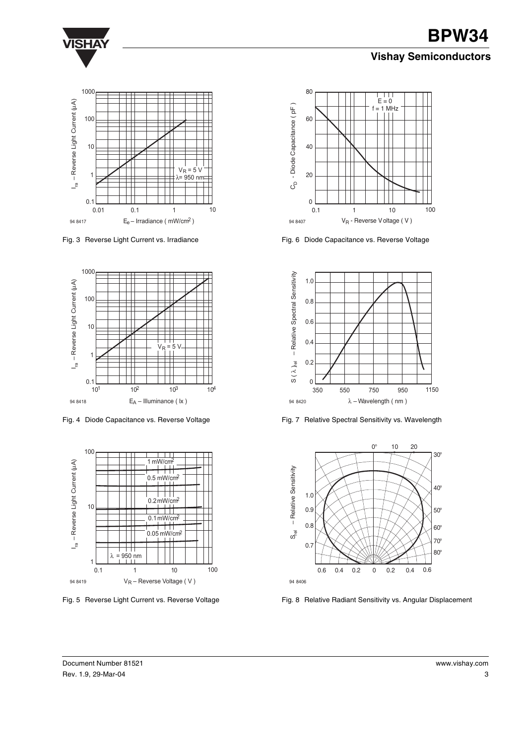Fig. 3 Reverse Light Current vs. Irradiance

Fig. 4 Diode Capacitance vs. Reverse Voltage

Fig. 5 Reverse Light Current vs. Reverse Voltage

Fig. 6 Diode Capacitance vs. Reverse Voltage

Fig. 7 Relative Spectral Sensitivity vs. Wavelength

Fig. 8 Relative Radiant Sensitivity vs. Angular Displacement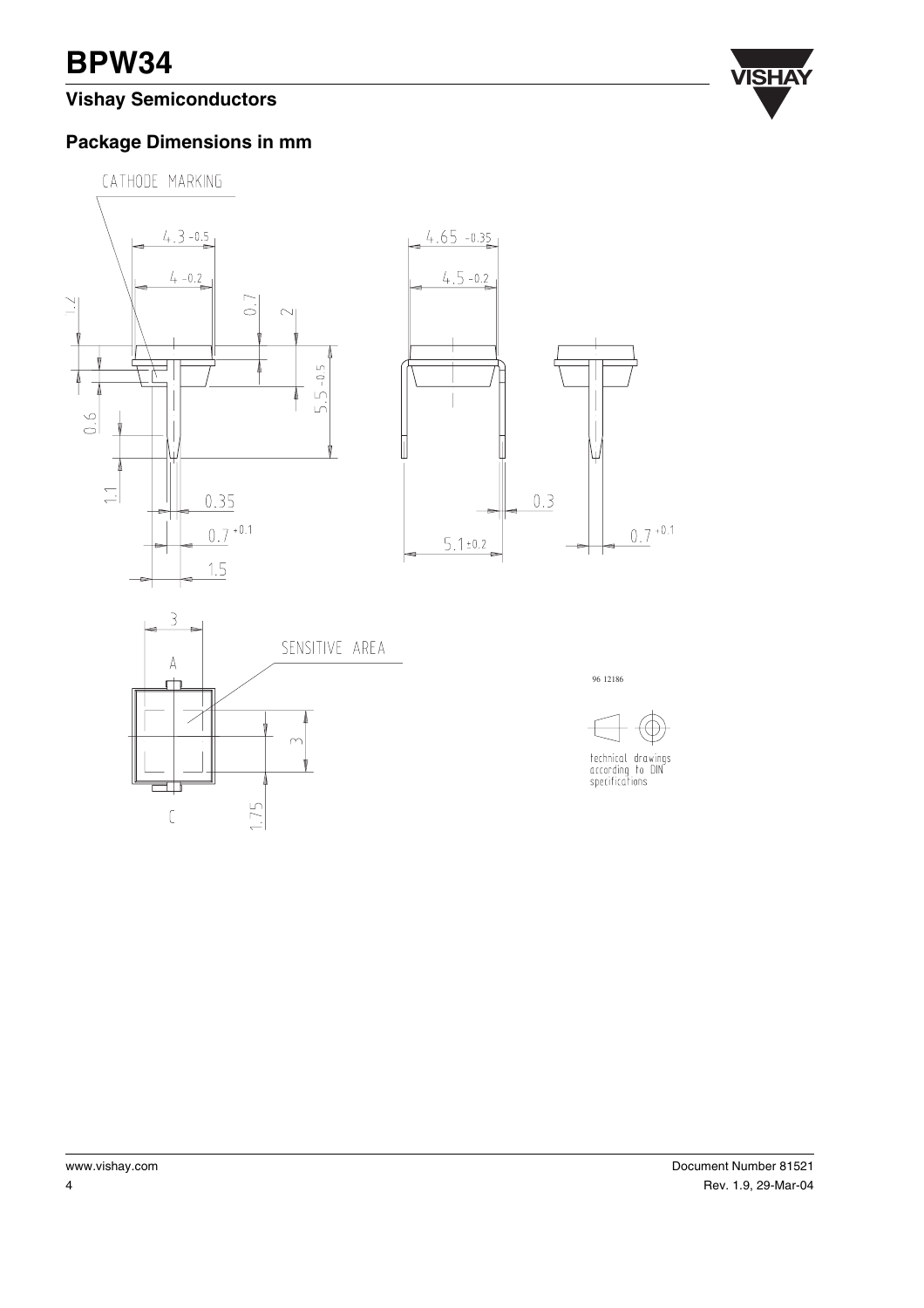## Package Dimensions in mm

CATHODE MARKING

4.3 -0.5

4 -0.2

1.2

0.7

2

5.5 -0.5

0.6

1.1

0.35

0.7 +0.1

1.5

4.65 -0.35

4.5 -0.2

0.3

5.1 ±0.2

0.7 +0.1

3

A

SENSITIVE AREA

3

C

1.75

96 12186

technical drawings according to DIN specifications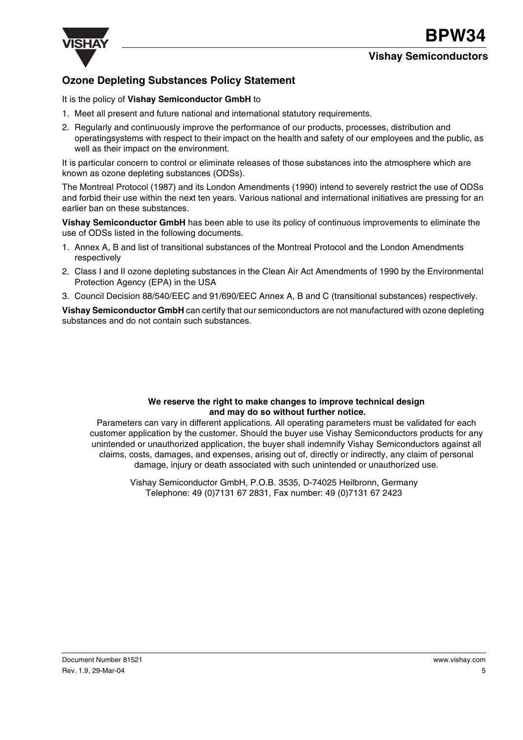## Ozone Depleting Substances Policy Statement

It is the policy of **Vishay Semiconductor GmbH** to

1. Meet all present and future national and international statutory requirements.
2. Regularly and continuously improve the performance of our products, processes, distribution and operatingsystems with respect to their impact on the health and safety of our employees and the public, as well as their impact on the environment.

It is particular concern to control or eliminate releases of those substances into the atmosphere which are known as ozone depleting substances (ODSs).

The Montreal Protocol (1987) and its London Amendments (1990) intend to severely restrict the use of ODSs and forbid their use within the next ten years. Various national and international initiatives are pressing for an earlier ban on these substances.

**Vishay Semiconductor GmbH** has been able to use its policy of continuous improvements to eliminate the use of ODSs listed in the following documents.

1. Annex A, B and list of transitional substances of the Montreal Protocol and the London Amendments respectively
2. Class I and II ozone depleting substances in the Clean Air Act Amendments of 1990 by the Environmental Protection Agency (EPA) in the USA
3. Council Decision 88/540/EEC and 91/690/EEC Annex A, B and C (transitional substances) respectively.

**Vishay Semiconductor GmbH** can certify that our semiconductors are not manufactured with ozone depleting substances and do not contain such substances.

**We reserve the right to make changes to improve technical design and may do so without further notice.**

Parameters can vary in different applications. All operating parameters must be validated for each customer application by the customer. Should the buyer use Vishay Semiconductors products for any unintended or unauthorized application, the buyer shall indemnify Vishay Semiconductors against all claims, costs, damages, and expenses, arising out of, directly or indirectly, any claim of personal damage, injury or death associated with such unintended or unauthorized use.

Vishay Semiconductor GmbH, P.O.B. 3535, D-74025 Heilbronn, Germany
Telephone: 49 (0)7131 67 2831, Fax number: 49 (0)7131 67 2423